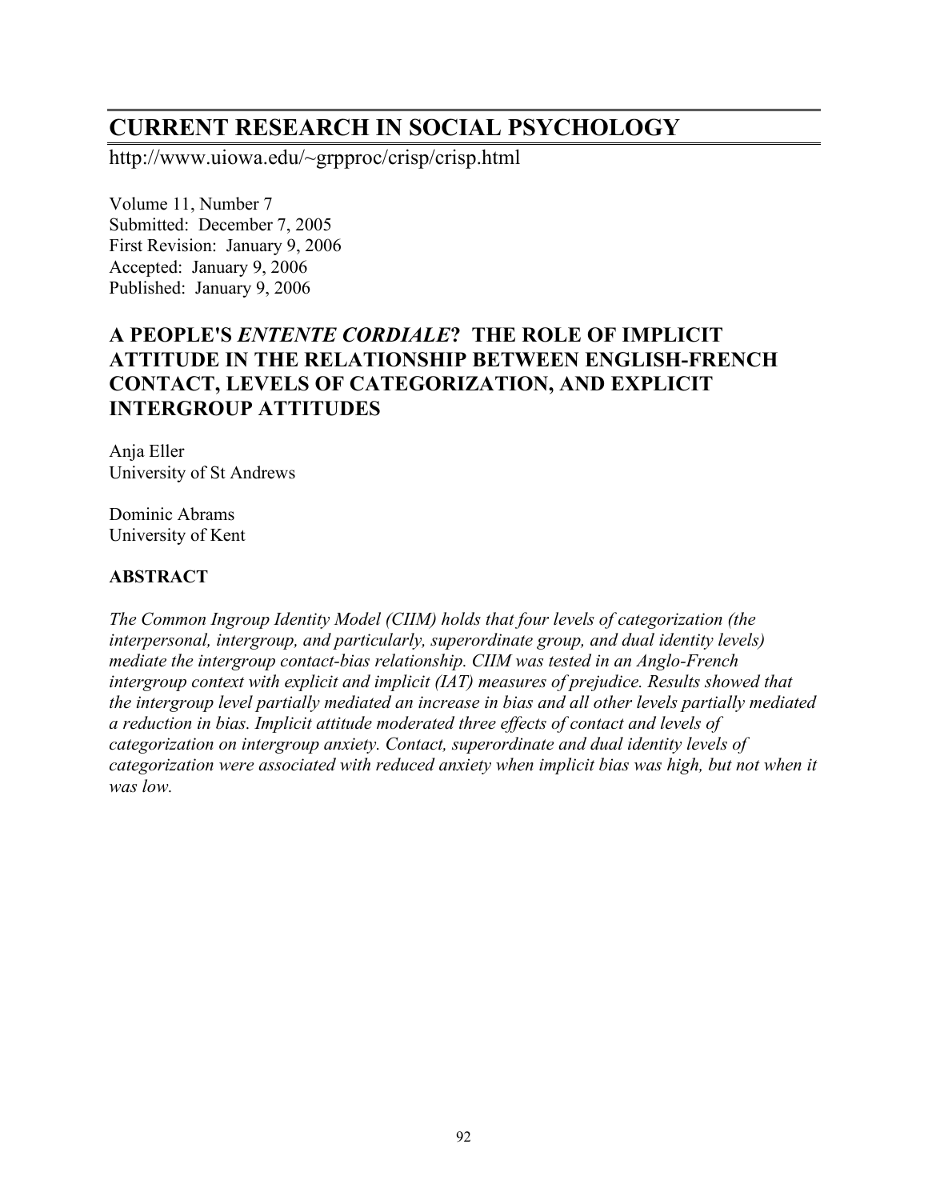# CURRENT RESEARCH IN SOCIAL PSYCHOLOGY

http://www.uiowa.edu/~grpproc/crisp/crisp.html

Volume 11, Number 7
Submitted: December 7, 2005
First Revision: January 9, 2006
Accepted: January 9, 2006
Published: January 9, 2006

## A PEOPLE'S *ENTENTE CORDIALE*? THE ROLE OF IMPLICIT ATTITUDE IN THE RELATIONSHIP BETWEEN ENGLISH-FRENCH CONTACT, LEVELS OF CATEGORIZATION, AND EXPLICIT INTERGROUP ATTITUDES

Anja Eller
University of St Andrews

Dominic Abrams
University of Kent

### ABSTRACT

*The Common Ingroup Identity Model (CIIM) holds that four levels of categorization (the interpersonal, intergroup, and particularly, superordinate group, and dual identity levels) mediate the intergroup contact-bias relationship. CIIM was tested in an Anglo-French intergroup context with explicit and implicit (IAT) measures of prejudice. Results showed that the intergroup level partially mediated an increase in bias and all other levels partially mediated a reduction in bias. Implicit attitude moderated three effects of contact and levels of categorization on intergroup anxiety. Contact, superordinate and dual identity levels of categorization were associated with reduced anxiety when implicit bias was high, but not when it was low.*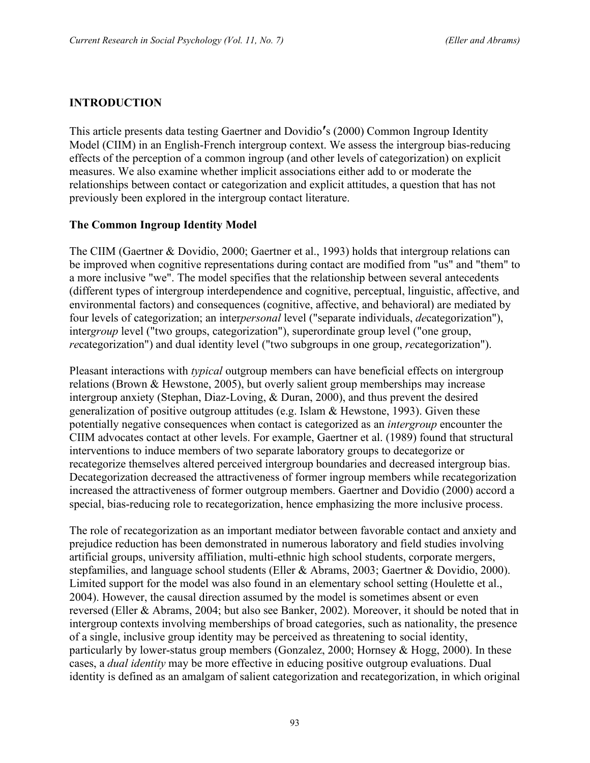## INTRODUCTION

This article presents data testing Gaertner and Dovidio′s (2000) Common Ingroup Identity Model (CIIM) in an English-French intergroup context. We assess the intergroup bias-reducing effects of the perception of a common ingroup (and other levels of categorization) on explicit measures. We also examine whether implicit associations either add to or moderate the relationships between contact or categorization and explicit attitudes, a question that has not previously been explored in the intergroup contact literature.

### The Common Ingroup Identity Model

The CIIM (Gaertner & Dovidio, 2000; Gaertner et al., 1993) holds that intergroup relations can be improved when cognitive representations during contact are modified from "us" and "them" to a more inclusive "we". The model specifies that the relationship between several antecedents (different types of intergroup interdependence and cognitive, perceptual, linguistic, affective, and environmental factors) and consequences (cognitive, affective, and behavioral) are mediated by four levels of categorization; inter*personal* level ("separate individuals, *de*categorization"), inter*group* level ("two groups, categorization"), superordinate group level ("one group, *re*categorization") and dual identity level ("two subgroups in one group, *re*categorization").

Pleasant interactions with *typical* outgroup members can have beneficial effects on intergroup relations (Brown & Hewstone, 2005), but overly salient group memberships may increase intergroup anxiety (Stephan, Diaz-Loving, & Duran, 2000), and thus prevent the desired generalization of positive outgroup attitudes (e.g. Islam & Hewstone, 1993). Given these potentially negative consequences when contact is categorized as an *intergroup* encounter the CIIM advocates contact at other levels. For example, Gaertner et al. (1989) found that structural interventions to induce members of two separate laboratory groups to decategorize or recategorize themselves altered perceived intergroup boundaries and decreased intergroup bias. Decategorization decreased the attractiveness of former ingroup members while recategorization increased the attractiveness of former outgroup members. Gaertner and Dovidio (2000) accord a special, bias-reducing role to recategorization, hence emphasizing the more inclusive process.

The role of recategorization as an important mediator between favorable contact and anxiety and prejudice reduction has been demonstrated in numerous laboratory and field studies involving artificial groups, university affiliation, multi-ethnic high school students, corporate mergers, stepfamilies, and language school students (Eller & Abrams, 2003; Gaertner & Dovidio, 2000). Limited support for the model was also found in an elementary school setting (Houlette et al., 2004). However, the causal direction assumed by the model is sometimes absent or even reversed (Eller & Abrams, 2004; but also see Banker, 2002). Moreover, it should be noted that in intergroup contexts involving memberships of broad categories, such as nationality, the presence of a single, inclusive group identity may be perceived as threatening to social identity, particularly by lower-status group members (Gonzalez, 2000; Hornsey & Hogg, 2000). In these cases, a *dual identity* may be more effective in educing positive outgroup evaluations. Dual identity is defined as an amalgam of salient categorization and recategorization, in which original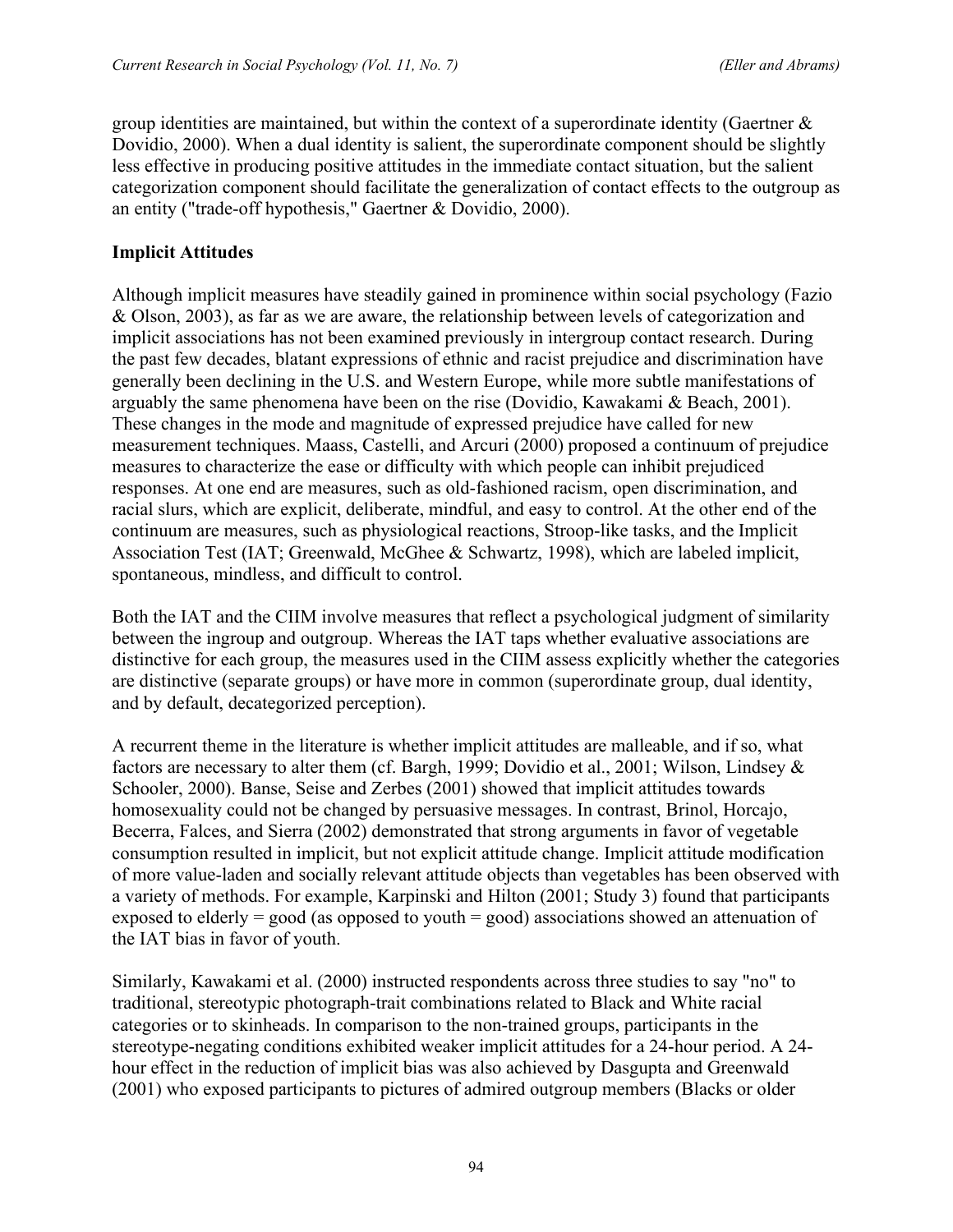group identities are maintained, but within the context of a superordinate identity (Gaertner & Dovidio, 2000). When a dual identity is salient, the superordinate component should be slightly less effective in producing positive attitudes in the immediate contact situation, but the salient categorization component should facilitate the generalization of contact effects to the outgroup as an entity ("trade-off hypothesis," Gaertner & Dovidio, 2000).

**Implicit Attitudes**

Although implicit measures have steadily gained in prominence within social psychology (Fazio & Olson, 2003), as far as we are aware, the relationship between levels of categorization and implicit associations has not been examined previously in intergroup contact research. During the past few decades, blatant expressions of ethnic and racist prejudice and discrimination have generally been declining in the U.S. and Western Europe, while more subtle manifestations of arguably the same phenomena have been on the rise (Dovidio, Kawakami & Beach, 2001). These changes in the mode and magnitude of expressed prejudice have called for new measurement techniques. Maass, Castelli, and Arcuri (2000) proposed a continuum of prejudice measures to characterize the ease or difficulty with which people can inhibit prejudiced responses. At one end are measures, such as old-fashioned racism, open discrimination, and racial slurs, which are explicit, deliberate, mindful, and easy to control. At the other end of the continuum are measures, such as physiological reactions, Stroop-like tasks, and the Implicit Association Test (IAT; Greenwald, McGhee & Schwartz, 1998), which are labeled implicit, spontaneous, mindless, and difficult to control.

Both the IAT and the CIIM involve measures that reflect a psychological judgment of similarity between the ingroup and outgroup. Whereas the IAT taps whether evaluative associations are distinctive for each group, the measures used in the CIIM assess explicitly whether the categories are distinctive (separate groups) or have more in common (superordinate group, dual identity, and by default, decategorized perception).

A recurrent theme in the literature is whether implicit attitudes are malleable, and if so, what factors are necessary to alter them (cf. Bargh, 1999; Dovidio et al., 2001; Wilson, Lindsey & Schooler, 2000). Banse, Seise and Zerbes (2001) showed that implicit attitudes towards homosexuality could not be changed by persuasive messages. In contrast, Brinol, Horcajo, Becerra, Falces, and Sierra (2002) demonstrated that strong arguments in favor of vegetable consumption resulted in implicit, but not explicit attitude change. Implicit attitude modification of more value-laden and socially relevant attitude objects than vegetables has been observed with a variety of methods. For example, Karpinski and Hilton (2001; Study 3) found that participants exposed to elderly = good (as opposed to youth = good) associations showed an attenuation of the IAT bias in favor of youth.

Similarly, Kawakami et al. (2000) instructed respondents across three studies to say "no" to traditional, stereotypic photograph-trait combinations related to Black and White racial categories or to skinheads. In comparison to the non-trained groups, participants in the stereotype-negating conditions exhibited weaker implicit attitudes for a 24-hour period. A 24-hour effect in the reduction of implicit bias was also achieved by Dasgupta and Greenwald (2001) who exposed participants to pictures of admired outgroup members (Blacks or older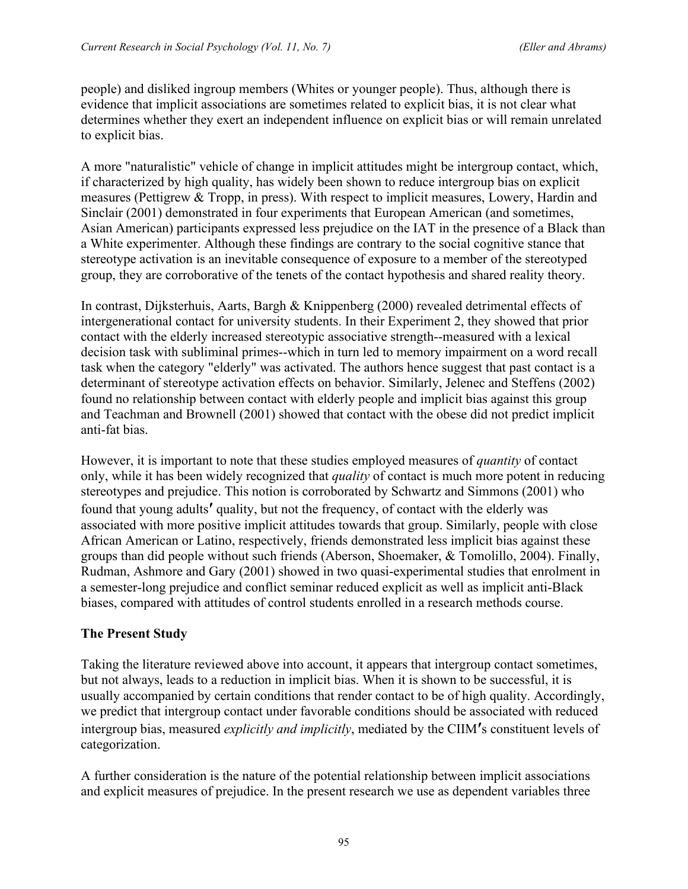people) and disliked ingroup members (Whites or younger people). Thus, although there is evidence that implicit associations are sometimes related to explicit bias, it is not clear what determines whether they exert an independent influence on explicit bias or will remain unrelated to explicit bias.

A more "naturalistic" vehicle of change in implicit attitudes might be intergroup contact, which, if characterized by high quality, has widely been shown to reduce intergroup bias on explicit measures (Pettigrew & Tropp, in press). With respect to implicit measures, Lowery, Hardin and Sinclair (2001) demonstrated in four experiments that European American (and sometimes, Asian American) participants expressed less prejudice on the IAT in the presence of a Black than a White experimenter. Although these findings are contrary to the social cognitive stance that stereotype activation is an inevitable consequence of exposure to a member of the stereotyped group, they are corroborative of the tenets of the contact hypothesis and shared reality theory.

In contrast, Dijksterhuis, Aarts, Bargh & Knippenberg (2000) revealed detrimental effects of intergenerational contact for university students. In their Experiment 2, they showed that prior contact with the elderly increased stereotypic associative strength--measured with a lexical decision task with subliminal primes--which in turn led to memory impairment on a word recall task when the category "elderly" was activated. The authors hence suggest that past contact is a determinant of stereotype activation effects on behavior. Similarly, Jelenec and Steffens (2002) found no relationship between contact with elderly people and implicit bias against this group and Teachman and Brownell (2001) showed that contact with the obese did not predict implicit anti-fat bias.

However, it is important to note that these studies employed measures of *quantity* of contact only, while it has been widely recognized that *quality* of contact is much more potent in reducing stereotypes and prejudice. This notion is corroborated by Schwartz and Simmons (2001) who found that young adults′ quality, but not the frequency, of contact with the elderly was associated with more positive implicit attitudes towards that group. Similarly, people with close African American or Latino, respectively, friends demonstrated less implicit bias against these groups than did people without such friends (Aberson, Shoemaker, & Tomolillo, 2004). Finally, Rudman, Ashmore and Gary (2001) showed in two quasi-experimental studies that enrolment in a semester-long prejudice and conflict seminar reduced explicit as well as implicit anti-Black biases, compared with attitudes of control students enrolled in a research methods course.

## The Present Study

Taking the literature reviewed above into account, it appears that intergroup contact sometimes, but not always, leads to a reduction in implicit bias. When it is shown to be successful, it is usually accompanied by certain conditions that render contact to be of high quality. Accordingly, we predict that intergroup contact under favorable conditions should be associated with reduced intergroup bias, measured *explicitly and implicitly*, mediated by the CIIM′s constituent levels of categorization.

A further consideration is the nature of the potential relationship between implicit associations and explicit measures of prejudice. In the present research we use as dependent variables three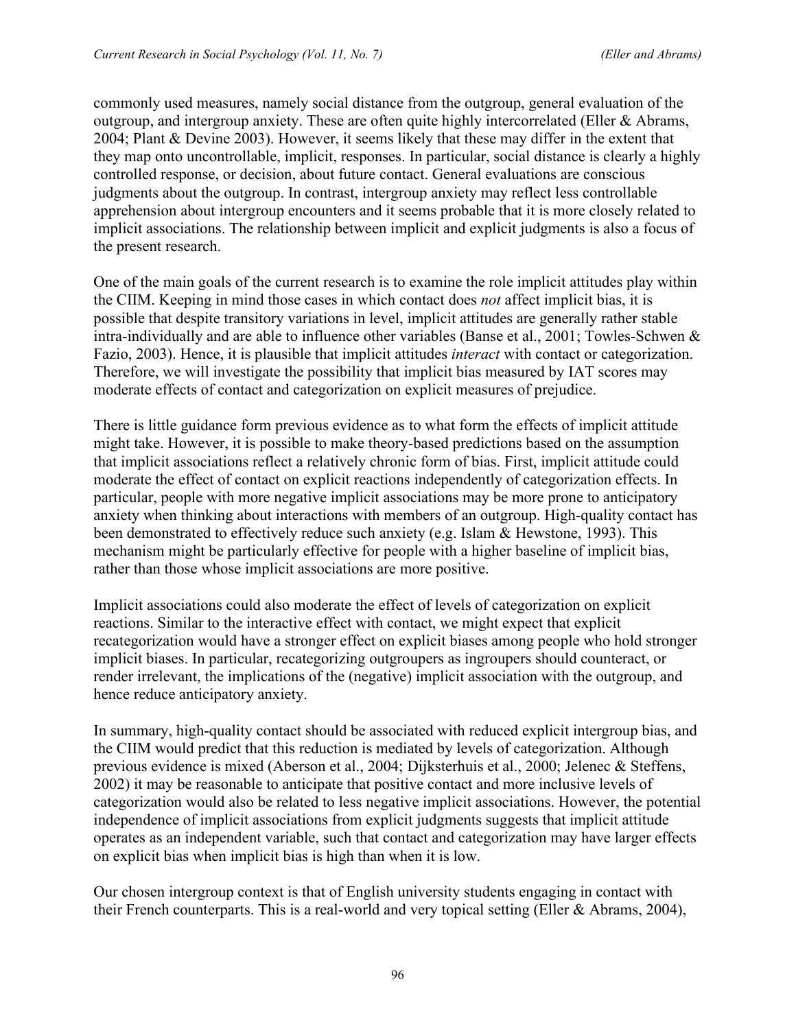commonly used measures, namely social distance from the outgroup, general evaluation of the outgroup, and intergroup anxiety. These are often quite highly intercorrelated (Eller & Abrams, 2004; Plant & Devine 2003). However, it seems likely that these may differ in the extent that they map onto uncontrollable, implicit, responses. In particular, social distance is clearly a highly controlled response, or decision, about future contact. General evaluations are conscious judgments about the outgroup. In contrast, intergroup anxiety may reflect less controllable apprehension about intergroup encounters and it seems probable that it is more closely related to implicit associations. The relationship between implicit and explicit judgments is also a focus of the present research.

One of the main goals of the current research is to examine the role implicit attitudes play within the CIIM. Keeping in mind those cases in which contact does *not* affect implicit bias, it is possible that despite transitory variations in level, implicit attitudes are generally rather stable intra-individually and are able to influence other variables (Banse et al., 2001; Towles-Schwen & Fazio, 2003). Hence, it is plausible that implicit attitudes *interact* with contact or categorization. Therefore, we will investigate the possibility that implicit bias measured by IAT scores may moderate effects of contact and categorization on explicit measures of prejudice.

There is little guidance form previous evidence as to what form the effects of implicit attitude might take. However, it is possible to make theory-based predictions based on the assumption that implicit associations reflect a relatively chronic form of bias. First, implicit attitude could moderate the effect of contact on explicit reactions independently of categorization effects. In particular, people with more negative implicit associations may be more prone to anticipatory anxiety when thinking about interactions with members of an outgroup. High-quality contact has been demonstrated to effectively reduce such anxiety (e.g. Islam & Hewstone, 1993). This mechanism might be particularly effective for people with a higher baseline of implicit bias, rather than those whose implicit associations are more positive.

Implicit associations could also moderate the effect of levels of categorization on explicit reactions. Similar to the interactive effect with contact, we might expect that explicit recategorization would have a stronger effect on explicit biases among people who hold stronger implicit biases. In particular, recategorizing outgroupers as ingroupers should counteract, or render irrelevant, the implications of the (negative) implicit association with the outgroup, and hence reduce anticipatory anxiety.

In summary, high-quality contact should be associated with reduced explicit intergroup bias, and the CIIM would predict that this reduction is mediated by levels of categorization. Although previous evidence is mixed (Aberson et al., 2004; Dijksterhuis et al., 2000; Jelenec & Steffens, 2002) it may be reasonable to anticipate that positive contact and more inclusive levels of categorization would also be related to less negative implicit associations. However, the potential independence of implicit associations from explicit judgments suggests that implicit attitude operates as an independent variable, such that contact and categorization may have larger effects on explicit bias when implicit bias is high than when it is low.

Our chosen intergroup context is that of English university students engaging in contact with their French counterparts. This is a real-world and very topical setting (Eller & Abrams, 2004),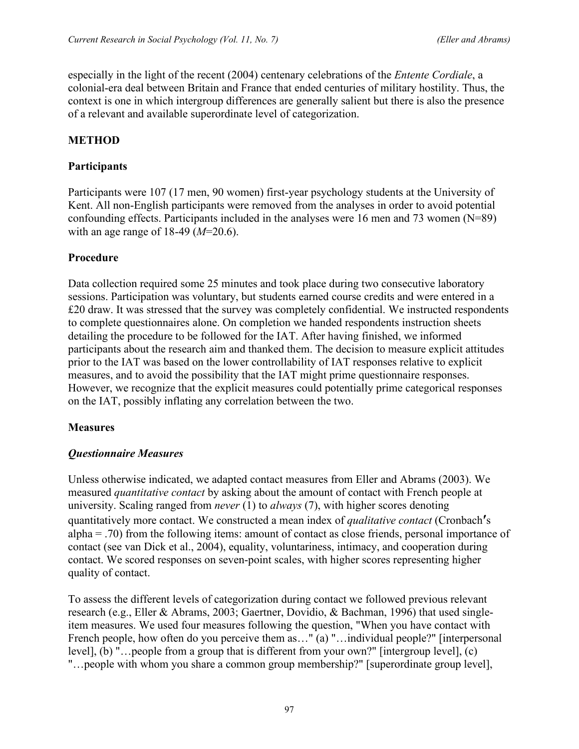especially in the light of the recent (2004) centenary celebrations of the *Entente Cordiale*, a colonial-era deal between Britain and France that ended centuries of military hostility. Thus, the context is one in which intergroup differences are generally salient but there is also the presence of a relevant and available superordinate level of categorization.

## METHOD

### Participants

Participants were 107 (17 men, 90 women) first-year psychology students at the University of Kent. All non-English participants were removed from the analyses in order to avoid potential confounding effects. Participants included in the analyses were 16 men and 73 women (N=89) with an age range of 18-49 (*M*=20.6).

### Procedure

Data collection required some 25 minutes and took place during two consecutive laboratory sessions. Participation was voluntary, but students earned course credits and were entered in a £20 draw. It was stressed that the survey was completely confidential. We instructed respondents to complete questionnaires alone. On completion we handed respondents instruction sheets detailing the procedure to be followed for the IAT. After having finished, we informed participants about the research aim and thanked them. The decision to measure explicit attitudes prior to the IAT was based on the lower controllability of IAT responses relative to explicit measures, and to avoid the possibility that the IAT might prime questionnaire responses. However, we recognize that the explicit measures could potentially prime categorical responses on the IAT, possibly inflating any correlation between the two.

### Measures

#### *Questionnaire Measures*

Unless otherwise indicated, we adapted contact measures from Eller and Abrams (2003). We measured *quantitative contact* by asking about the amount of contact with French people at university. Scaling ranged from *never* (1) to *always* (7), with higher scores denoting quantitatively more contact. We constructed a mean index of *qualitative contact* (Cronbach's alpha = .70) from the following items: amount of contact as close friends, personal importance of contact (see van Dick et al., 2004), equality, voluntariness, intimacy, and cooperation during contact. We scored responses on seven-point scales, with higher scores representing higher quality of contact.

To assess the different levels of categorization during contact we followed previous relevant research (e.g., Eller & Abrams, 2003; Gaertner, Dovidio, & Bachman, 1996) that used single-item measures. We used four measures following the question, "When you have contact with French people, how often do you perceive them as…" (a) "…individual people?" [interpersonal level], (b) "…people from a group that is different from your own?" [intergroup level], (c) "…people with whom you share a common group membership?" [superordinate group level],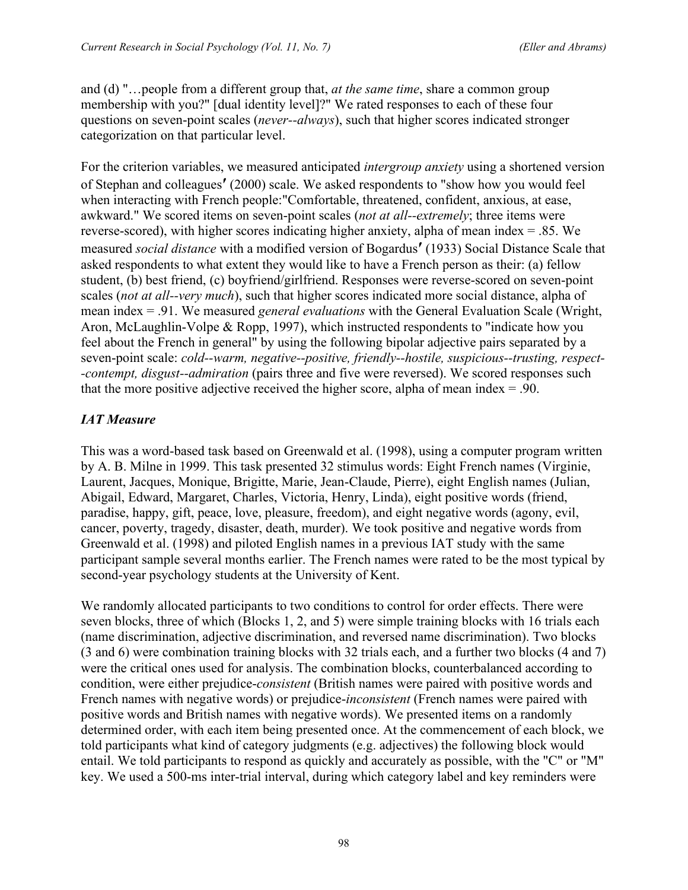and (d) "…people from a different group that, *at the same time*, share a common group membership with you?" [dual identity level]?" We rated responses to each of these four questions on seven-point scales (*never--always*), such that higher scores indicated stronger categorization on that particular level.

For the criterion variables, we measured anticipated *intergroup anxiety* using a shortened version of Stephan and colleagues′ (2000) scale. We asked respondents to "show how you would feel when interacting with French people:"Comfortable, threatened, confident, anxious, at ease, awkward." We scored items on seven-point scales (*not at all--extremely*; three items were reverse-scored), with higher scores indicating higher anxiety, alpha of mean index = .85. We measured *social distance* with a modified version of Bogardus′ (1933) Social Distance Scale that asked respondents to what extent they would like to have a French person as their: (a) fellow student, (b) best friend, (c) boyfriend/girlfriend. Responses were reverse-scored on seven-point scales (*not at all--very much*), such that higher scores indicated more social distance, alpha of mean index = .91. We measured *general evaluations* with the General Evaluation Scale (Wright, Aron, McLaughlin-Volpe & Ropp, 1997), which instructed respondents to "indicate how you feel about the French in general" by using the following bipolar adjective pairs separated by a seven-point scale: *cold--warm, negative--positive, friendly--hostile, suspicious--trusting, respect--contempt, disgust--admiration* (pairs three and five were reversed). We scored responses such that the more positive adjective received the higher score, alpha of mean index = .90.

### *IAT Measure*

This was a word-based task based on Greenwald et al. (1998), using a computer program written by A. B. Milne in 1999. This task presented 32 stimulus words: Eight French names (Virginie, Laurent, Jacques, Monique, Brigitte, Marie, Jean-Claude, Pierre), eight English names (Julian, Abigail, Edward, Margaret, Charles, Victoria, Henry, Linda), eight positive words (friend, paradise, happy, gift, peace, love, pleasure, freedom), and eight negative words (agony, evil, cancer, poverty, tragedy, disaster, death, murder). We took positive and negative words from Greenwald et al. (1998) and piloted English names in a previous IAT study with the same participant sample several months earlier. The French names were rated to be the most typical by second-year psychology students at the University of Kent.

We randomly allocated participants to two conditions to control for order effects. There were seven blocks, three of which (Blocks 1, 2, and 5) were simple training blocks with 16 trials each (name discrimination, adjective discrimination, and reversed name discrimination). Two blocks (3 and 6) were combination training blocks with 32 trials each, and a further two blocks (4 and 7) were the critical ones used for analysis. The combination blocks, counterbalanced according to condition, were either prejudice-*consistent* (British names were paired with positive words and French names with negative words) or prejudice-*inconsistent* (French names were paired with positive words and British names with negative words). We presented items on a randomly determined order, with each item being presented once. At the commencement of each block, we told participants what kind of category judgments (e.g. adjectives) the following block would entail. We told participants to respond as quickly and accurately as possible, with the "C" or "M" key. We used a 500-ms inter-trial interval, during which category label and key reminders were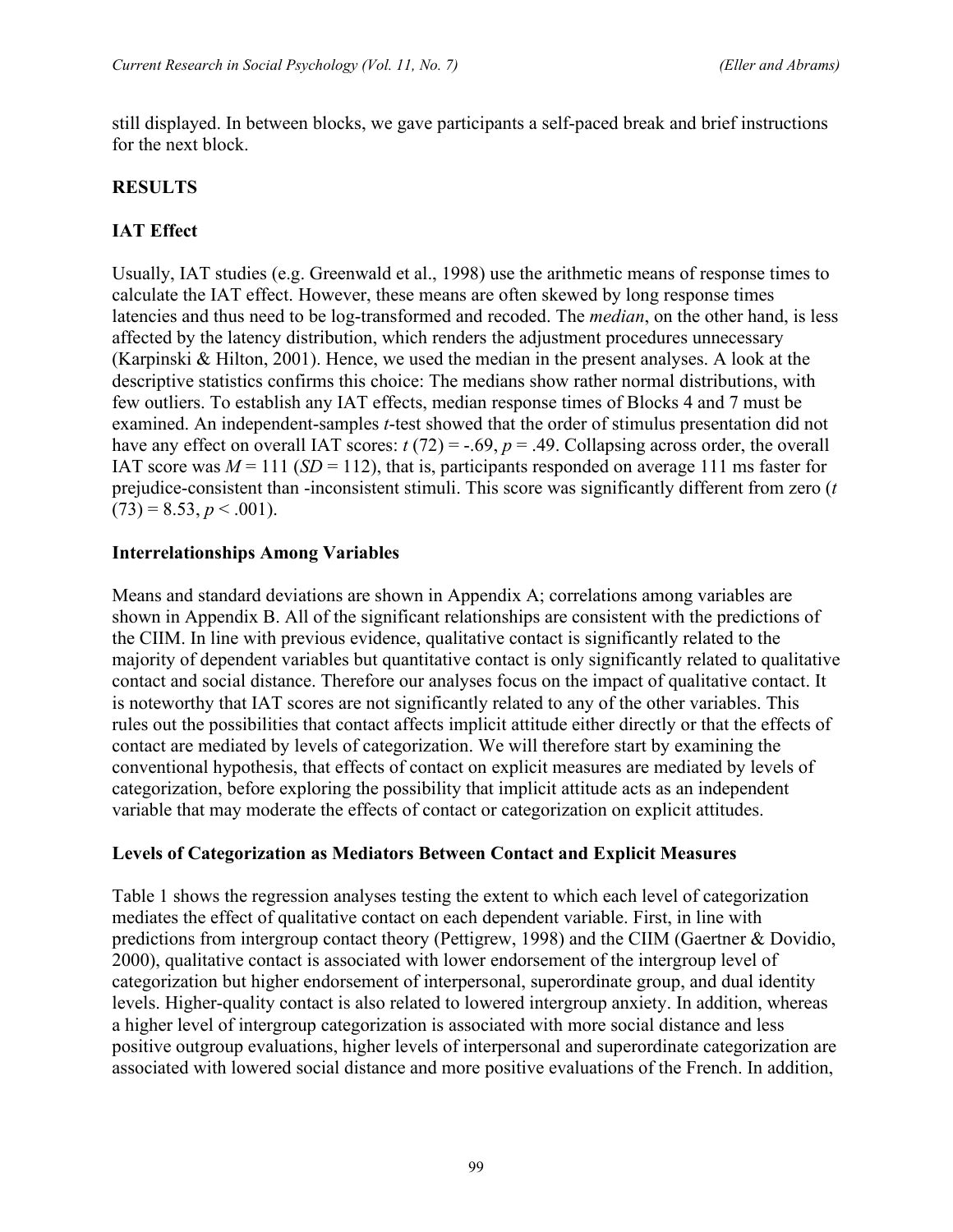still displayed. In between blocks, we gave participants a self-paced break and brief instructions for the next block.

## RESULTS

### IAT Effect

Usually, IAT studies (e.g. Greenwald et al., 1998) use the arithmetic means of response times to calculate the IAT effect. However, these means are often skewed by long response times latencies and thus need to be log-transformed and recoded. The *median*, on the other hand, is less affected by the latency distribution, which renders the adjustment procedures unnecessary (Karpinski & Hilton, 2001). Hence, we used the median in the present analyses. A look at the descriptive statistics confirms this choice: The medians show rather normal distributions, with few outliers. To establish any IAT effects, median response times of Blocks 4 and 7 must be examined. An independent-samples *t*-test showed that the order of stimulus presentation did not have any effect on overall IAT scores: $t(72) = -.69$, $p = .49$. Collapsing across order, the overall IAT score was $M = 111$ ($SD = 112$), that is, participants responded on average 111 ms faster for prejudice-consistent than -inconsistent stimuli. This score was significantly different from zero ($t(73) = 8.53$, $p < .001$).

### Interrelationships Among Variables

Means and standard deviations are shown in Appendix A; correlations among variables are shown in Appendix B. All of the significant relationships are consistent with the predictions of the CIIM. In line with previous evidence, qualitative contact is significantly related to the majority of dependent variables but quantitative contact is only significantly related to qualitative contact and social distance. Therefore our analyses focus on the impact of qualitative contact. It is noteworthy that IAT scores are not significantly related to any of the other variables. This rules out the possibilities that contact affects implicit attitude either directly or that the effects of contact are mediated by levels of categorization. We will therefore start by examining the conventional hypothesis, that effects of contact on explicit measures are mediated by levels of categorization, before exploring the possibility that implicit attitude acts as an independent variable that may moderate the effects of contact or categorization on explicit attitudes.

### Levels of Categorization as Mediators Between Contact and Explicit Measures

Table 1 shows the regression analyses testing the extent to which each level of categorization mediates the effect of qualitative contact on each dependent variable. First, in line with predictions from intergroup contact theory (Pettigrew, 1998) and the CIIM (Gaertner & Dovidio, 2000), qualitative contact is associated with lower endorsement of the intergroup level of categorization but higher endorsement of interpersonal, superordinate group, and dual identity levels. Higher-quality contact is also related to lowered intergroup anxiety. In addition, whereas a higher level of intergroup categorization is associated with more social distance and less positive outgroup evaluations, higher levels of interpersonal and superordinate categorization are associated with lowered social distance and more positive evaluations of the French. In addition,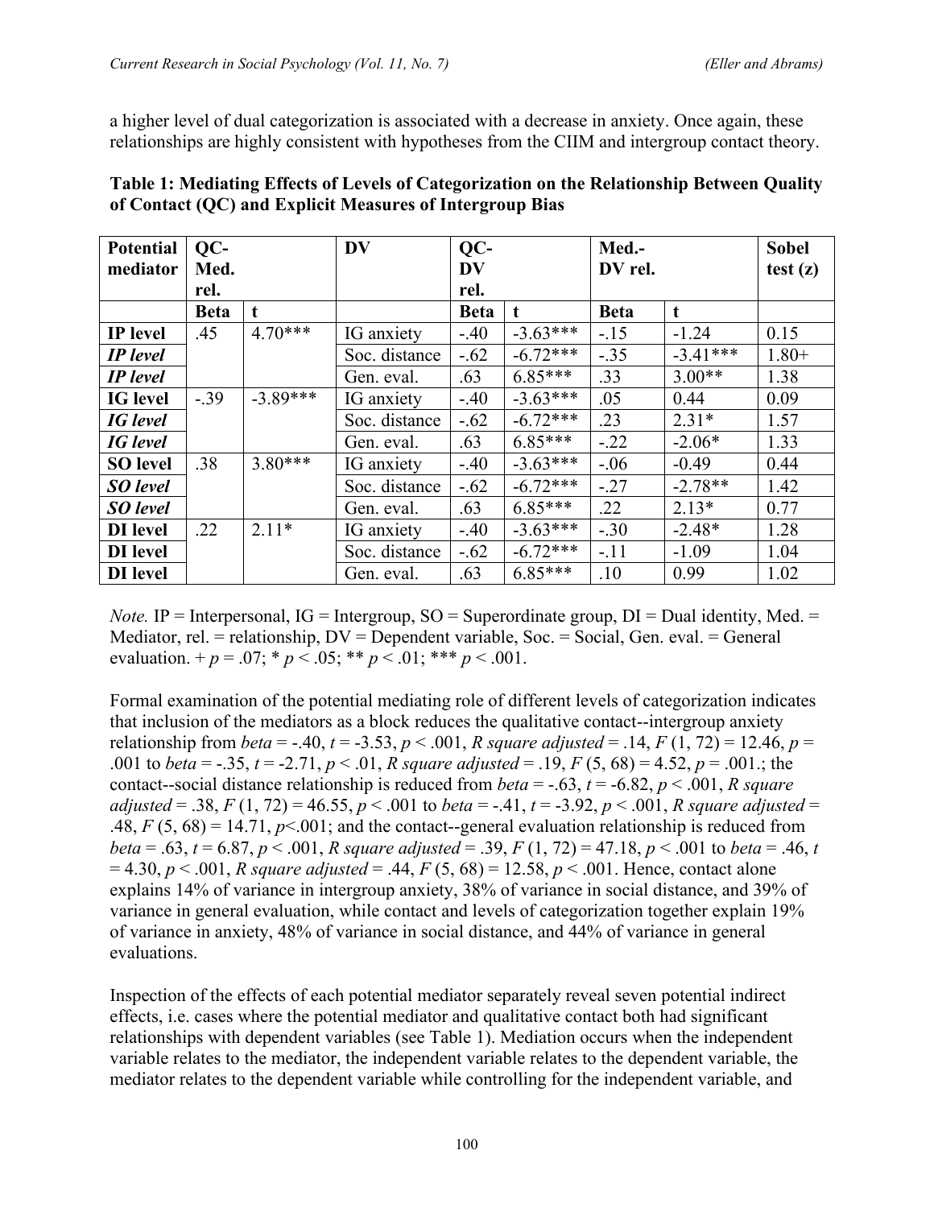a higher level of dual categorization is associated with a decrease in anxiety. Once again, these relationships are highly consistent with hypotheses from the CIIM and intergroup contact theory.

**Table 1: Mediating Effects of Levels of Categorization on the Relationship Between Quality of Contact (QC) and Explicit Measures of Intergroup Bias**

| Potential mediator | QC-Med. rel. | | DV | QC-DV rel. | | Med.-DV rel. | | Sobel test (z) |
|---|---|---|---|---|---|---|---|---|
| | Beta | t | | Beta | t | Beta | t | |
| **IP level** | .45 | 4.70*** | IG anxiety | -.40 | -3.63*** | -.15 | -1.24 | 0.15 |
| ***IP level*** | | | Soc. distance | -.62 | -6.72*** | -.35 | -3.41*** | 1.80+ |
| ***IP level*** | | | Gen. eval. | .63 | 6.85*** | .33 | 3.00** | 1.38 |
| **IG level** | -.39 | -3.89*** | IG anxiety | -.40 | -3.63*** | .05 | 0.44 | 0.09 |
| ***IG level*** | | | Soc. distance | -.62 | -6.72*** | .23 | 2.31* | 1.57 |
| ***IG level*** | | | Gen. eval. | .63 | 6.85*** | -.22 | -2.06* | 1.33 |
| **SO level** | .38 | 3.80*** | IG anxiety | -.40 | -3.63*** | -.06 | -0.49 | 0.44 |
| ***SO level*** | | | Soc. distance | -.62 | -6.72*** | -.27 | -2.78** | 1.42 |
| ***SO level*** | | | Gen. eval. | .63 | 6.85*** | .22 | 2.13* | 0.77 |
| **DI level** | .22 | 2.11* | IG anxiety | -.40 | -3.63*** | -.30 | -2.48* | 1.28 |
| **DI level** | | | Soc. distance | -.62 | -6.72*** | -.11 | -1.09 | 1.04 |
| **DI level** | | | Gen. eval. | .63 | 6.85*** | .10 | 0.99 | 1.02 |

*Note.* IP = Interpersonal, IG = Intergroup, SO = Superordinate group, DI = Dual identity, Med. = Mediator, rel. = relationship, DV = Dependent variable, Soc. = Social, Gen. eval. = General evaluation. + $p$ = .07; * $p < .05$; ** $p < .01$; *** $p < .001$.

Formal examination of the potential mediating role of different levels of categorization indicates that inclusion of the mediators as a block reduces the qualitative contact--intergroup anxiety relationship from *beta* = -.40, $t$ = -3.53, $p < .001$, *R square adjusted* = .14, $F$ (1, 72) = 12.46, $p$ = .001 to *beta* = -.35, $t$ = -2.71, $p < .01$, *R square adjusted* = .19, $F$ (5, 68) = 4.52, $p$ = .001.; the contact--social distance relationship is reduced from *beta* = -.63, $t$ = -6.82, $p < .001$, *R square adjusted* = .38, $F$ (1, 72) = 46.55, $p < .001$ to *beta* = -.41, $t$ = -3.92, $p < .001$, *R square adjusted* = .48, $F$ (5, 68) = 14.71, $p$<.001; and the contact--general evaluation relationship is reduced from *beta* = .63, $t$ = 6.87, $p < .001$, *R square adjusted* = .39, $F$ (1, 72) = 47.18, $p < .001$ to *beta* = .46, $t$ = 4.30, $p < .001$, *R square adjusted* = .44, $F$ (5, 68) = 12.58, $p < .001$. Hence, contact alone explains 14% of variance in intergroup anxiety, 38% of variance in social distance, and 39% of variance in general evaluation, while contact and levels of categorization together explain 19% of variance in anxiety, 48% of variance in social distance, and 44% of variance in general evaluations.

Inspection of the effects of each potential mediator separately reveal seven potential indirect effects, i.e. cases where the potential mediator and qualitative contact both had significant relationships with dependent variables (see Table 1). Mediation occurs when the independent variable relates to the mediator, the independent variable relates to the dependent variable, the mediator relates to the dependent variable while controlling for the independent variable, and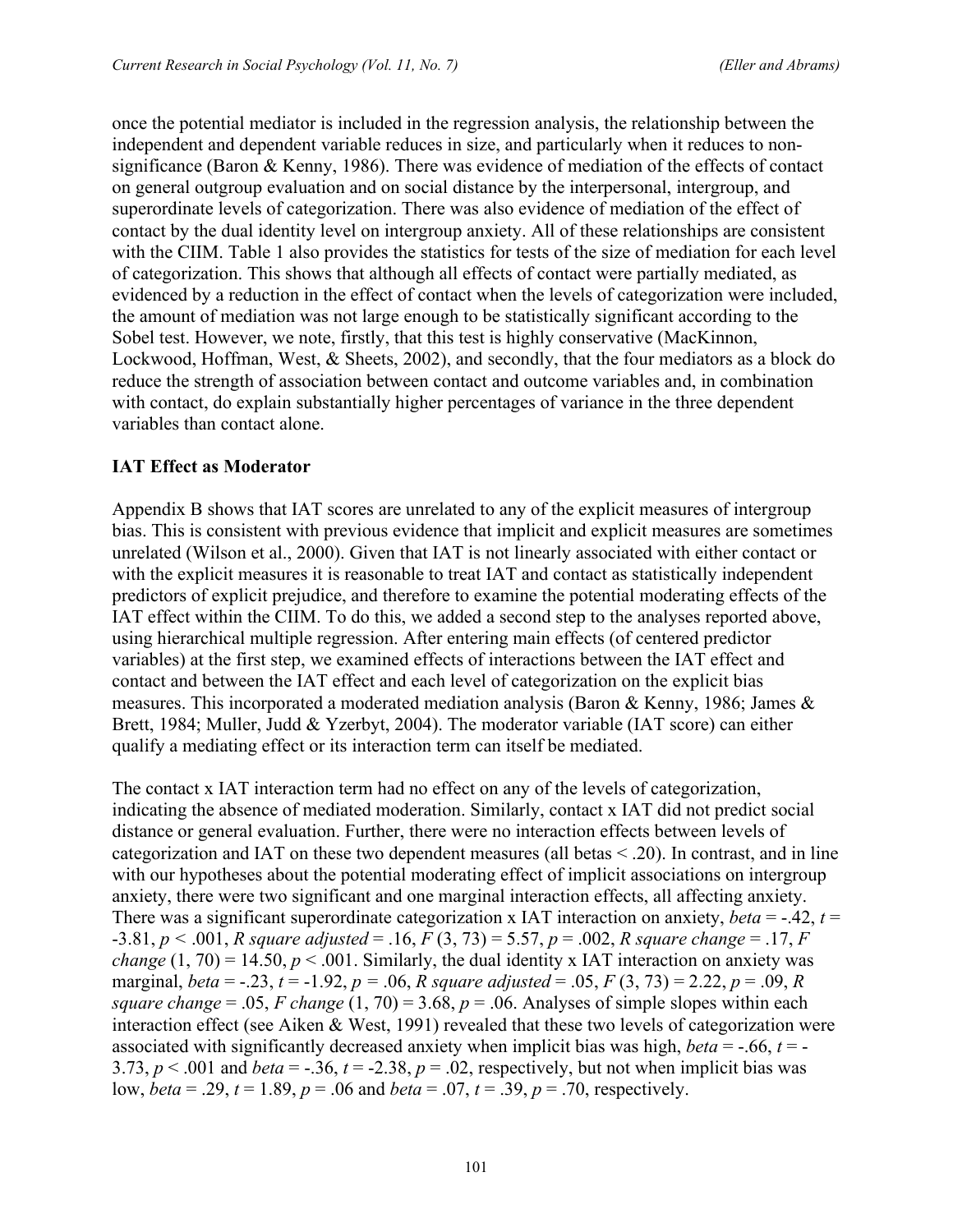once the potential mediator is included in the regression analysis, the relationship between the independent and dependent variable reduces in size, and particularly when it reduces to non-significance (Baron & Kenny, 1986). There was evidence of mediation of the effects of contact on general outgroup evaluation and on social distance by the interpersonal, intergroup, and superordinate levels of categorization. There was also evidence of mediation of the effect of contact by the dual identity level on intergroup anxiety. All of these relationships are consistent with the CIIM. Table 1 also provides the statistics for tests of the size of mediation for each level of categorization. This shows that although all effects of contact were partially mediated, as evidenced by a reduction in the effect of contact when the levels of categorization were included, the amount of mediation was not large enough to be statistically significant according to the Sobel test. However, we note, firstly, that this test is highly conservative (MacKinnon, Lockwood, Hoffman, West, & Sheets, 2002), and secondly, that the four mediators as a block do reduce the strength of association between contact and outcome variables and, in combination with contact, do explain substantially higher percentages of variance in the three dependent variables than contact alone.

### IAT Effect as Moderator

Appendix B shows that IAT scores are unrelated to any of the explicit measures of intergroup bias. This is consistent with previous evidence that implicit and explicit measures are sometimes unrelated (Wilson et al., 2000). Given that IAT is not linearly associated with either contact or with the explicit measures it is reasonable to treat IAT and contact as statistically independent predictors of explicit prejudice, and therefore to examine the potential moderating effects of the IAT effect within the CIIM. To do this, we added a second step to the analyses reported above, using hierarchical multiple regression. After entering main effects (of centered predictor variables) at the first step, we examined effects of interactions between the IAT effect and contact and between the IAT effect and each level of categorization on the explicit bias measures. This incorporated a moderated mediation analysis (Baron & Kenny, 1986; James & Brett, 1984; Muller, Judd & Yzerbyt, 2004). The moderator variable (IAT score) can either qualify a mediating effect or its interaction term can itself be mediated.

The contact x IAT interaction term had no effect on any of the levels of categorization, indicating the absence of mediated moderation. Similarly, contact x IAT did not predict social distance or general evaluation. Further, there were no interaction effects between levels of categorization and IAT on these two dependent measures (all betas $< .20$). In contrast, and in line with our hypotheses about the potential moderating effect of implicit associations on intergroup anxiety, there were two significant and one marginal interaction effects, all affecting anxiety. There was a significant superordinate categorization x IAT interaction on anxiety, *beta* $= -.42$, $t = -3.81$, $p < .001$, *R square adjusted* $= .16$, $F\ (3, 73) = 5.57$, $p = .002$, *R square change* $= .17$, *F change* $(1, 70) = 14.50$, $p < .001$. Similarly, the dual identity x IAT interaction on anxiety was marginal, *beta* $= -.23$, $t = -1.92$, $p = .06$, *R square adjusted* $= .05$, $F\ (3, 73) = 2.22$, $p = .09$, *R square change* $= .05$, *F change* $(1, 70) = 3.68$, $p = .06$. Analyses of simple slopes within each interaction effect (see Aiken & West, 1991) revealed that these two levels of categorization were associated with significantly decreased anxiety when implicit bias was high, *beta* $= -.66$, $t = -3.73$, $p < .001$ and *beta* $= -.36$, $t = -2.38$, $p = .02$, respectively, but not when implicit bias was low, *beta* $= .29$, $t = 1.89$, $p = .06$ and *beta* $= .07$, $t = .39$, $p = .70$, respectively.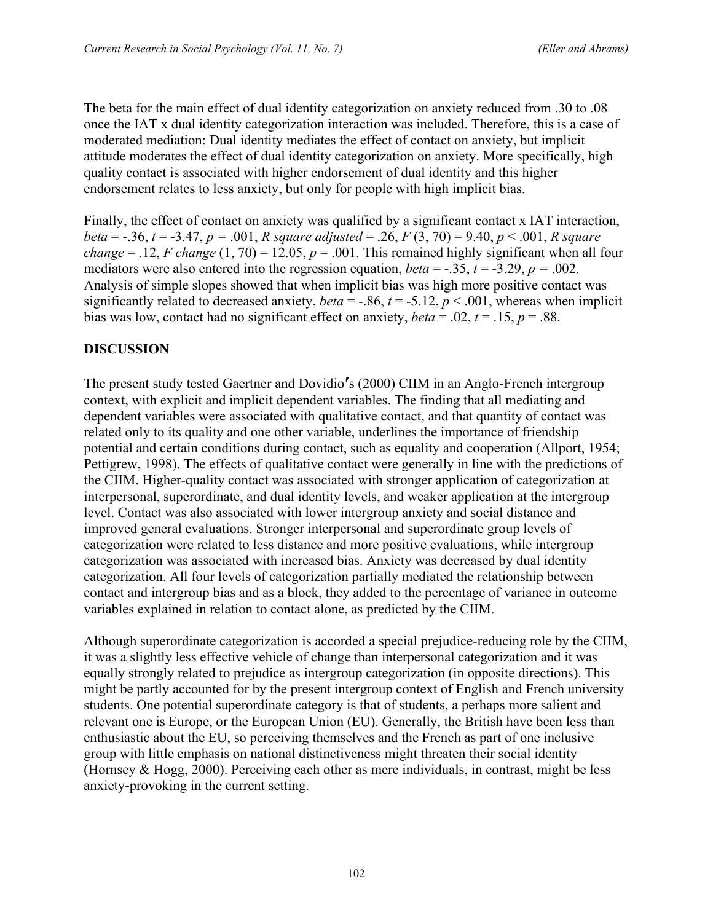The beta for the main effect of dual identity categorization on anxiety reduced from .30 to .08 once the IAT x dual identity categorization interaction was included. Therefore, this is a case of moderated mediation: Dual identity mediates the effect of contact on anxiety, but implicit attitude moderates the effect of dual identity categorization on anxiety. More specifically, high quality contact is associated with higher endorsement of dual identity and this higher endorsement relates to less anxiety, but only for people with high implicit bias.

Finally, the effect of contact on anxiety was qualified by a significant contact x IAT interaction, *beta* = -.36, $t = -3.47$, $p = .001$, *R square adjusted* = .26, $F(3, 70) = 9.40$, $p < .001$, *R square change* = .12, *F change* $(1, 70) = 12.05$, $p = .001$. This remained highly significant when all four mediators were also entered into the regression equation, *beta* = -.35, $t = -3.29$, $p = .002$. Analysis of simple slopes showed that when implicit bias was high more positive contact was significantly related to decreased anxiety, *beta* = -.86, $t = -5.12$, $p < .001$, whereas when implicit bias was low, contact had no significant effect on anxiety, *beta* = .02, $t = .15$, $p = .88$.

## DISCUSSION

The present study tested Gaertner and Dovidio′s (2000) CIIM in an Anglo-French intergroup context, with explicit and implicit dependent variables. The finding that all mediating and dependent variables were associated with qualitative contact, and that quantity of contact was related only to its quality and one other variable, underlines the importance of friendship potential and certain conditions during contact, such as equality and cooperation (Allport, 1954; Pettigrew, 1998). The effects of qualitative contact were generally in line with the predictions of the CIIM. Higher-quality contact was associated with stronger application of categorization at interpersonal, superordinate, and dual identity levels, and weaker application at the intergroup level. Contact was also associated with lower intergroup anxiety and social distance and improved general evaluations. Stronger interpersonal and superordinate group levels of categorization were related to less distance and more positive evaluations, while intergroup categorization was associated with increased bias. Anxiety was decreased by dual identity categorization. All four levels of categorization partially mediated the relationship between contact and intergroup bias and as a block, they added to the percentage of variance in outcome variables explained in relation to contact alone, as predicted by the CIIM.

Although superordinate categorization is accorded a special prejudice-reducing role by the CIIM, it was a slightly less effective vehicle of change than interpersonal categorization and it was equally strongly related to prejudice as intergroup categorization (in opposite directions). This might be partly accounted for by the present intergroup context of English and French university students. One potential superordinate category is that of students, a perhaps more salient and relevant one is Europe, or the European Union (EU). Generally, the British have been less than enthusiastic about the EU, so perceiving themselves and the French as part of one inclusive group with little emphasis on national distinctiveness might threaten their social identity (Hornsey & Hogg, 2000). Perceiving each other as mere individuals, in contrast, might be less anxiety-provoking in the current setting.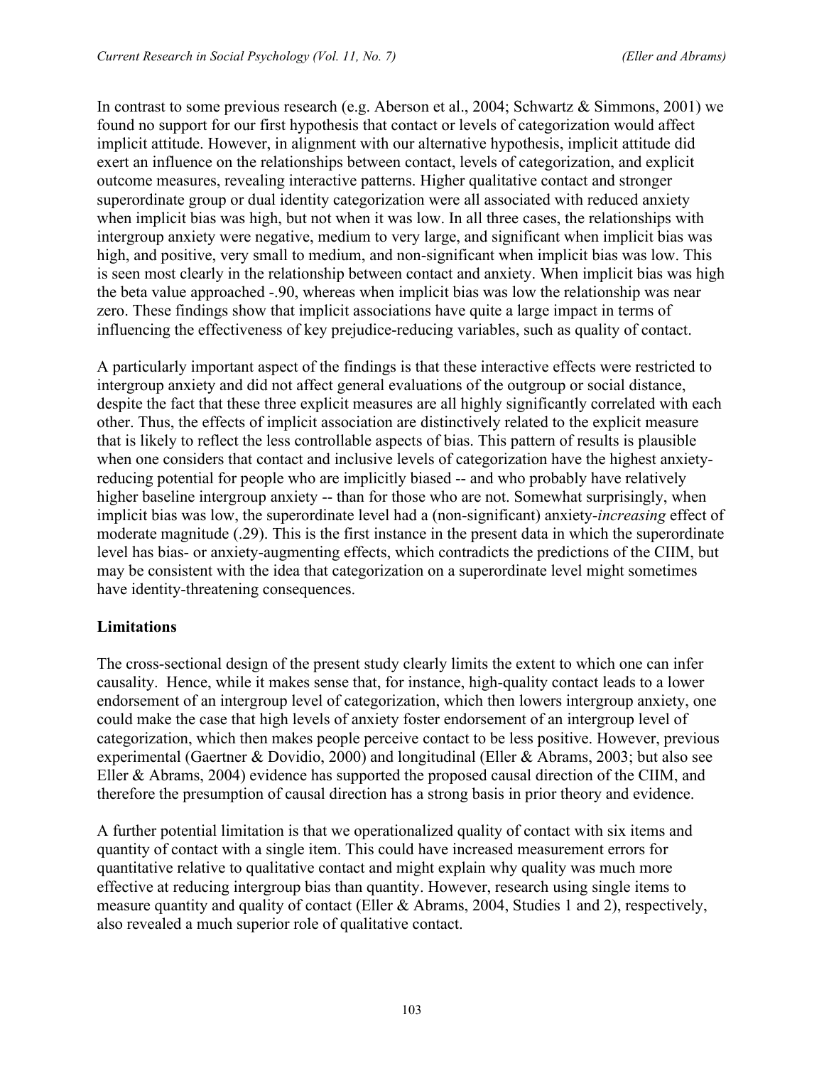In contrast to some previous research (e.g. Aberson et al., 2004; Schwartz & Simmons, 2001) we found no support for our first hypothesis that contact or levels of categorization would affect implicit attitude. However, in alignment with our alternative hypothesis, implicit attitude did exert an influence on the relationships between contact, levels of categorization, and explicit outcome measures, revealing interactive patterns. Higher qualitative contact and stronger superordinate group or dual identity categorization were all associated with reduced anxiety when implicit bias was high, but not when it was low. In all three cases, the relationships with intergroup anxiety were negative, medium to very large, and significant when implicit bias was high, and positive, very small to medium, and non-significant when implicit bias was low. This is seen most clearly in the relationship between contact and anxiety. When implicit bias was high the beta value approached -.90, whereas when implicit bias was low the relationship was near zero. These findings show that implicit associations have quite a large impact in terms of influencing the effectiveness of key prejudice-reducing variables, such as quality of contact.

A particularly important aspect of the findings is that these interactive effects were restricted to intergroup anxiety and did not affect general evaluations of the outgroup or social distance, despite the fact that these three explicit measures are all highly significantly correlated with each other. Thus, the effects of implicit association are distinctively related to the explicit measure that is likely to reflect the less controllable aspects of bias. This pattern of results is plausible when one considers that contact and inclusive levels of categorization have the highest anxiety-reducing potential for people who are implicitly biased -- and who probably have relatively higher baseline intergroup anxiety -- than for those who are not. Somewhat surprisingly, when implicit bias was low, the superordinate level had a (non-significant) anxiety-*increasing* effect of moderate magnitude (.29). This is the first instance in the present data in which the superordinate level has bias- or anxiety-augmenting effects, which contradicts the predictions of the CIIM, but may be consistent with the idea that categorization on a superordinate level might sometimes have identity-threatening consequences.

## Limitations

The cross-sectional design of the present study clearly limits the extent to which one can infer causality. Hence, while it makes sense that, for instance, high-quality contact leads to a lower endorsement of an intergroup level of categorization, which then lowers intergroup anxiety, one could make the case that high levels of anxiety foster endorsement of an intergroup level of categorization, which then makes people perceive contact to be less positive. However, previous experimental (Gaertner & Dovidio, 2000) and longitudinal (Eller & Abrams, 2003; but also see Eller & Abrams, 2004) evidence has supported the proposed causal direction of the CIIM, and therefore the presumption of causal direction has a strong basis in prior theory and evidence.

A further potential limitation is that we operationalized quality of contact with six items and quantity of contact with a single item. This could have increased measurement errors for quantitative relative to qualitative contact and might explain why quality was much more effective at reducing intergroup bias than quantity. However, research using single items to measure quantity and quality of contact (Eller & Abrams, 2004, Studies 1 and 2), respectively, also revealed a much superior role of qualitative contact.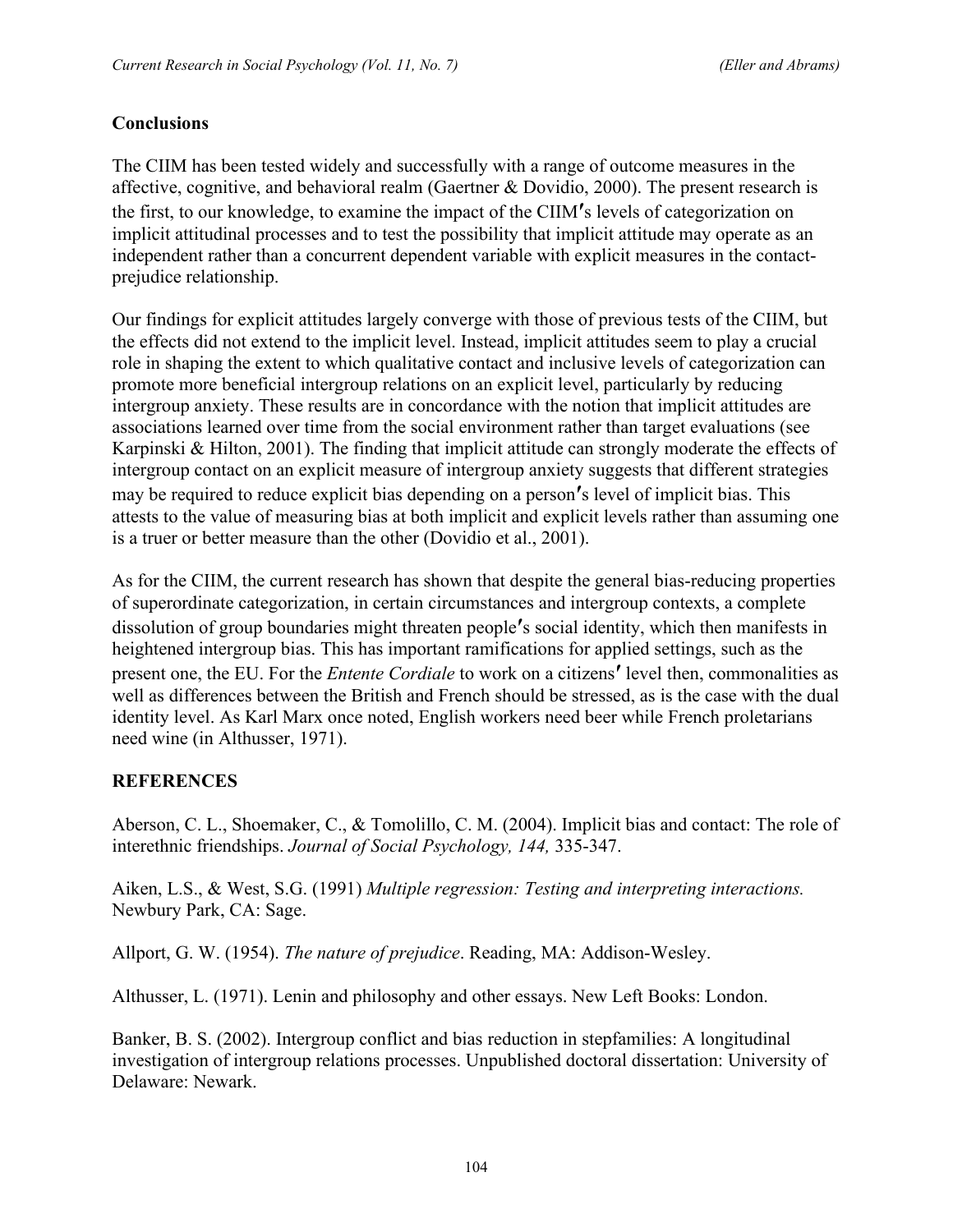## Conclusions

The CIIM has been tested widely and successfully with a range of outcome measures in the affective, cognitive, and behavioral realm (Gaertner & Dovidio, 2000). The present research is the first, to our knowledge, to examine the impact of the CIIM′s levels of categorization on implicit attitudinal processes and to test the possibility that implicit attitude may operate as an independent rather than a concurrent dependent variable with explicit measures in the contact-prejudice relationship.

Our findings for explicit attitudes largely converge with those of previous tests of the CIIM, but the effects did not extend to the implicit level. Instead, implicit attitudes seem to play a crucial role in shaping the extent to which qualitative contact and inclusive levels of categorization can promote more beneficial intergroup relations on an explicit level, particularly by reducing intergroup anxiety. These results are in concordance with the notion that implicit attitudes are associations learned over time from the social environment rather than target evaluations (see Karpinski & Hilton, 2001). The finding that implicit attitude can strongly moderate the effects of intergroup contact on an explicit measure of intergroup anxiety suggests that different strategies may be required to reduce explicit bias depending on a person′s level of implicit bias. This attests to the value of measuring bias at both implicit and explicit levels rather than assuming one is a truer or better measure than the other (Dovidio et al., 2001).

As for the CIIM, the current research has shown that despite the general bias-reducing properties of superordinate categorization, in certain circumstances and intergroup contexts, a complete dissolution of group boundaries might threaten people′s social identity, which then manifests in heightened intergroup bias. This has important ramifications for applied settings, such as the present one, the EU. For the *Entente Cordiale* to work on a citizens′ level then, commonalities as well as differences between the British and French should be stressed, as is the case with the dual identity level. As Karl Marx once noted, English workers need beer while French proletarians need wine (in Althusser, 1971).

## REFERENCES

Aberson, C. L., Shoemaker, C., & Tomolillo, C. M. (2004). Implicit bias and contact: The role of interethnic friendships. *Journal of Social Psychology, 144,* 335-347.

Aiken, L.S., & West, S.G. (1991) *Multiple regression: Testing and interpreting interactions.* Newbury Park, CA: Sage.

Allport, G. W. (1954). *The nature of prejudice*. Reading, MA: Addison-Wesley.

Althusser, L. (1971). Lenin and philosophy and other essays. New Left Books: London.

Banker, B. S. (2002). Intergroup conflict and bias reduction in stepfamilies: A longitudinal investigation of intergroup relations processes. Unpublished doctoral dissertation: University of Delaware: Newark.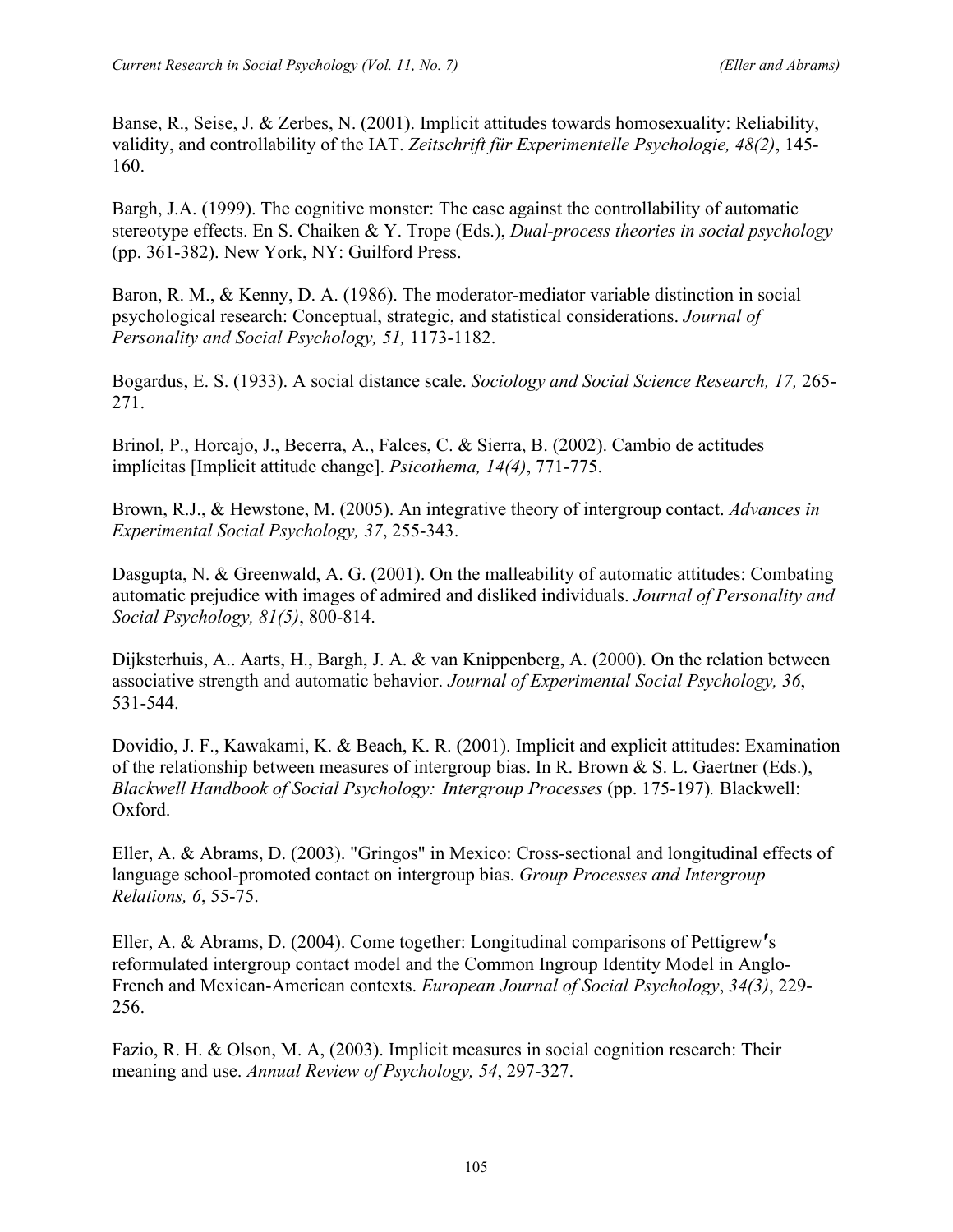Banse, R., Seise, J. & Zerbes, N. (2001). Implicit attitudes towards homosexuality: Reliability, validity, and controllability of the IAT. *Zeitschrift für Experimentelle Psychologie, 48(2)*, 145-160.

Bargh, J.A. (1999). The cognitive monster: The case against the controllability of automatic stereotype effects. En S. Chaiken & Y. Trope (Eds.), *Dual-process theories in social psychology* (pp. 361-382). New York, NY: Guilford Press.

Baron, R. M., & Kenny, D. A. (1986). The moderator-mediator variable distinction in social psychological research: Conceptual, strategic, and statistical considerations. *Journal of Personality and Social Psychology, 51,* 1173-1182.

Bogardus, E. S. (1933). A social distance scale. *Sociology and Social Science Research, 17,* 265-271.

Brinol, P., Horcajo, J., Becerra, A., Falces, C. & Sierra, B. (2002). Cambio de actitudes implícitas [Implicit attitude change]. *Psicothema, 14(4)*, 771-775.

Brown, R.J., & Hewstone, M. (2005). An integrative theory of intergroup contact. *Advances in Experimental Social Psychology, 37*, 255-343.

Dasgupta, N. & Greenwald, A. G. (2001). On the malleability of automatic attitudes: Combating automatic prejudice with images of admired and disliked individuals. *Journal of Personality and Social Psychology, 81(5)*, 800-814.

Dijksterhuis, A.. Aarts, H., Bargh, J. A. & van Knippenberg, A. (2000). On the relation between associative strength and automatic behavior. *Journal of Experimental Social Psychology, 36*, 531-544.

Dovidio, J. F., Kawakami, K. & Beach, K. R. (2001). Implicit and explicit attitudes: Examination of the relationship between measures of intergroup bias. In R. Brown & S. L. Gaertner (Eds.), *Blackwell Handbook of Social Psychology: Intergroup Processes* (pp. 175-197)*.* Blackwell: Oxford.

Eller, A. & Abrams, D. (2003). "Gringos" in Mexico: Cross-sectional and longitudinal effects of language school-promoted contact on intergroup bias. *Group Processes and Intergroup Relations, 6*, 55-75.

Eller, A. & Abrams, D. (2004). Come together: Longitudinal comparisons of Pettigrew′s reformulated intergroup contact model and the Common Ingroup Identity Model in Anglo-French and Mexican-American contexts. *European Journal of Social Psychology*, *34(3)*, 229-256.

Fazio, R. H. & Olson, M. A, (2003). Implicit measures in social cognition research: Their meaning and use. *Annual Review of Psychology, 54*, 297-327.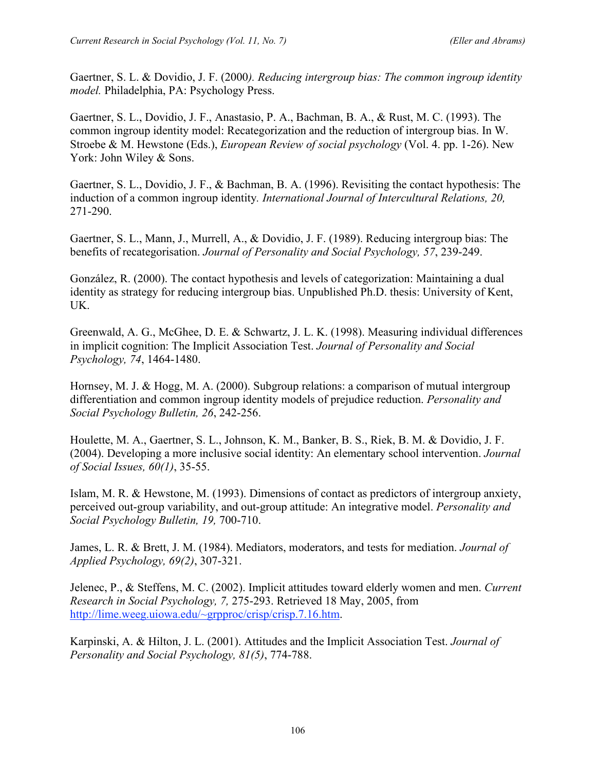Gaertner, S. L. & Dovidio, J. F. (2000*). Reducing intergroup bias: The common ingroup identity model.* Philadelphia, PA: Psychology Press.

Gaertner, S. L., Dovidio, J. F., Anastasio, P. A., Bachman, B. A., & Rust, M. C. (1993). The common ingroup identity model: Recategorization and the reduction of intergroup bias. In W. Stroebe & M. Hewstone (Eds.), *European Review of social psychology* (Vol. 4. pp. 1-26). New York: John Wiley & Sons.

Gaertner, S. L., Dovidio, J. F., & Bachman, B. A. (1996). Revisiting the contact hypothesis: The induction of a common ingroup identity. *International Journal of Intercultural Relations, 20,* 271-290.

Gaertner, S. L., Mann, J., Murrell, A., & Dovidio, J. F. (1989). Reducing intergroup bias: The benefits of recategorisation. *Journal of Personality and Social Psychology, 57*, 239-249.

González, R. (2000). The contact hypothesis and levels of categorization: Maintaining a dual identity as strategy for reducing intergroup bias. Unpublished Ph.D. thesis: University of Kent, UK.

Greenwald, A. G., McGhee, D. E. & Schwartz, J. L. K. (1998). Measuring individual differences in implicit cognition: The Implicit Association Test. *Journal of Personality and Social Psychology, 74*, 1464-1480.

Hornsey, M. J. & Hogg, M. A. (2000). Subgroup relations: a comparison of mutual intergroup differentiation and common ingroup identity models of prejudice reduction. *Personality and Social Psychology Bulletin, 26*, 242-256.

Houlette, M. A., Gaertner, S. L., Johnson, K. M., Banker, B. S., Riek, B. M. & Dovidio, J. F. (2004). Developing a more inclusive social identity: An elementary school intervention. *Journal of Social Issues, 60(1)*, 35-55.

Islam, M. R. & Hewstone, M. (1993). Dimensions of contact as predictors of intergroup anxiety, perceived out-group variability, and out-group attitude: An integrative model. *Personality and Social Psychology Bulletin, 19,* 700-710.

James, L. R. & Brett, J. M. (1984). Mediators, moderators, and tests for mediation. *Journal of Applied Psychology, 69(2)*, 307-321.

Jelenec, P., & Steffens, M. C. (2002). Implicit attitudes toward elderly women and men. *Current Research in Social Psychology, 7,* 275-293. Retrieved 18 May, 2005, from http://lime.weeg.uiowa.edu/~grpproc/crisp/crisp.7.16.htm.

Karpinski, A. & Hilton, J. L. (2001). Attitudes and the Implicit Association Test. *Journal of Personality and Social Psychology, 81(5)*, 774-788.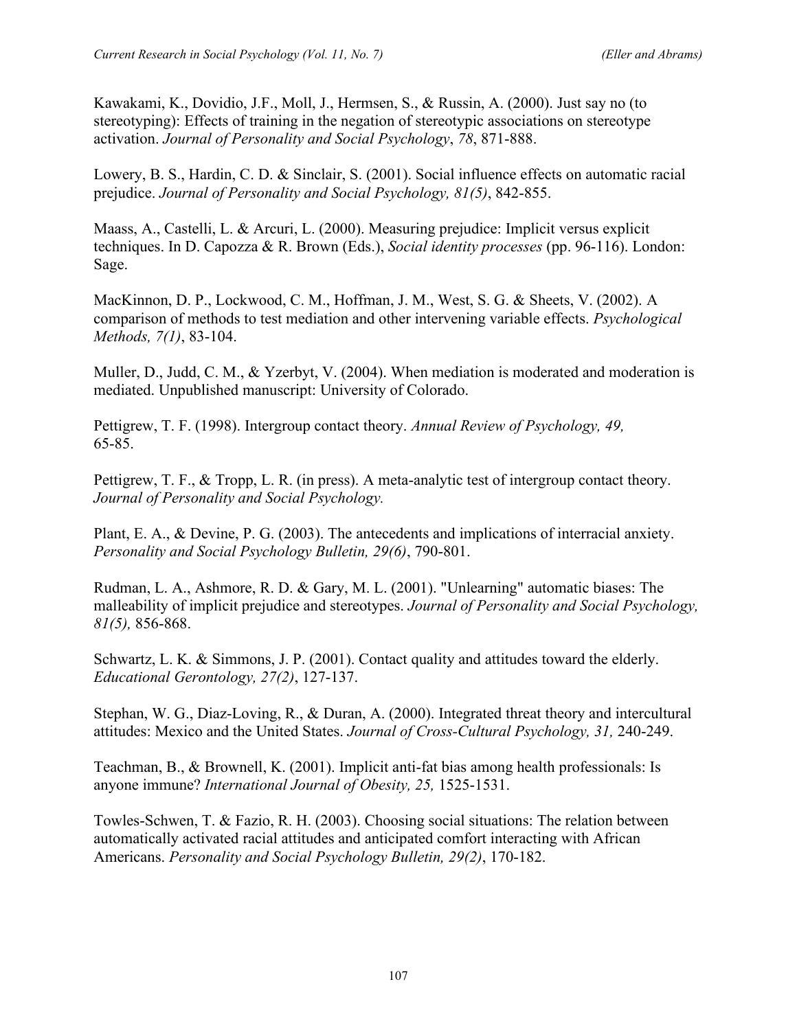Kawakami, K., Dovidio, J.F., Moll, J., Hermsen, S., & Russin, A. (2000). Just say no (to stereotyping): Effects of training in the negation of stereotypic associations on stereotype activation. *Journal of Personality and Social Psychology*, *78*, 871-888.

Lowery, B. S., Hardin, C. D. & Sinclair, S. (2001). Social influence effects on automatic racial prejudice. *Journal of Personality and Social Psychology, 81(5)*, 842-855.

Maass, A., Castelli, L. & Arcuri, L. (2000). Measuring prejudice: Implicit versus explicit techniques. In D. Capozza & R. Brown (Eds.), *Social identity processes* (pp. 96-116). London: Sage.

MacKinnon, D. P., Lockwood, C. M., Hoffman, J. M., West, S. G. & Sheets, V. (2002). A comparison of methods to test mediation and other intervening variable effects. *Psychological Methods, 7(1)*, 83-104.

Muller, D., Judd, C. M., & Yzerbyt, V. (2004). When mediation is moderated and moderation is mediated. Unpublished manuscript: University of Colorado.

Pettigrew, T. F. (1998). Intergroup contact theory. *Annual Review of Psychology, 49,* 65-85.

Pettigrew, T. F., & Tropp, L. R. (in press). A meta-analytic test of intergroup contact theory. *Journal of Personality and Social Psychology.*

Plant, E. A., & Devine, P. G. (2003). The antecedents and implications of interracial anxiety. *Personality and Social Psychology Bulletin, 29(6)*, 790-801.

Rudman, L. A., Ashmore, R. D. & Gary, M. L. (2001). "Unlearning" automatic biases: The malleability of implicit prejudice and stereotypes. *Journal of Personality and Social Psychology, 81(5),* 856-868.

Schwartz, L. K. & Simmons, J. P. (2001). Contact quality and attitudes toward the elderly. *Educational Gerontology, 27(2)*, 127-137.

Stephan, W. G., Diaz-Loving, R., & Duran, A. (2000). Integrated threat theory and intercultural attitudes: Mexico and the United States. *Journal of Cross-Cultural Psychology, 31,* 240-249.

Teachman, B., & Brownell, K. (2001). Implicit anti-fat bias among health professionals: Is anyone immune? *International Journal of Obesity, 25,* 1525-1531.

Towles-Schwen, T. & Fazio, R. H. (2003). Choosing social situations: The relation between automatically activated racial attitudes and anticipated comfort interacting with African Americans. *Personality and Social Psychology Bulletin, 29(2)*, 170-182.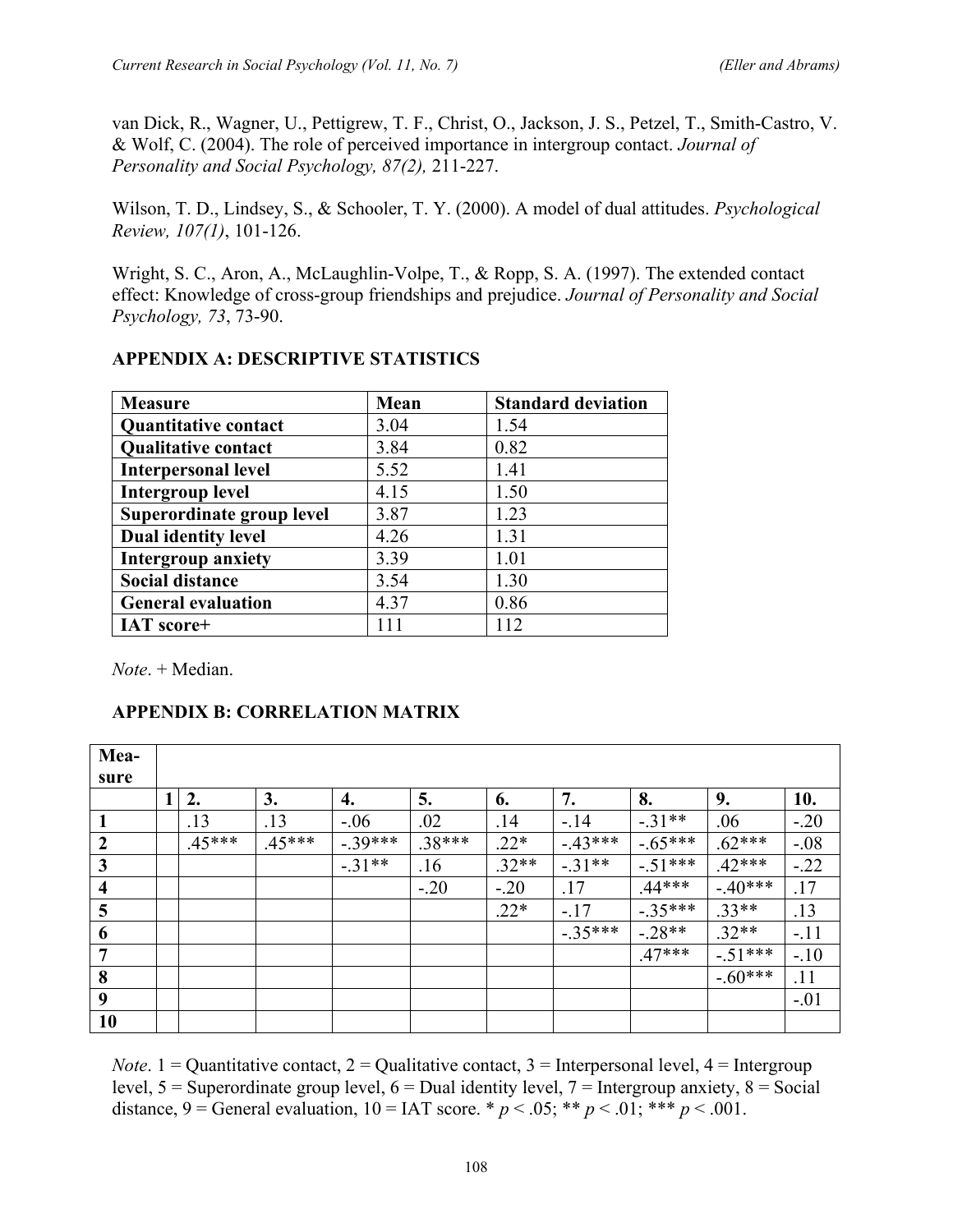van Dick, R., Wagner, U., Pettigrew, T. F., Christ, O., Jackson, J. S., Petzel, T., Smith-Castro, V. & Wolf, C. (2004). The role of perceived importance in intergroup contact. *Journal of Personality and Social Psychology, 87(2),* 211-227.

Wilson, T. D., Lindsey, S., & Schooler, T. Y. (2000). A model of dual attitudes. *Psychological Review, 107(1)*, 101-126.

Wright, S. C., Aron, A., McLaughlin-Volpe, T., & Ropp, S. A. (1997). The extended contact effect: Knowledge of cross-group friendships and prejudice. *Journal of Personality and Social Psychology, 73*, 73-90.

## APPENDIX A: DESCRIPTIVE STATISTICS

| Measure | Mean | Standard deviation |
|---|---|---|
| **Quantitative contact** | 3.04 | 1.54 |
| **Qualitative contact** | 3.84 | 0.82 |
| **Interpersonal level** | 5.52 | 1.41 |
| **Intergroup level** | 4.15 | 1.50 |
| **Superordinate group level** | 3.87 | 1.23 |
| **Dual identity level** | 4.26 | 1.31 |
| **Intergroup anxiety** | 3.39 | 1.01 |
| **Social distance** | 3.54 | 1.30 |
| **General evaluation** | 4.37 | 0.86 |
| **IAT score+** | 111 | 112 |

*Note*. + Median.

## APPENDIX B: CORRELATION MATRIX

| Measure | 1 | 2. | 3. | 4. | 5. | 6. | 7. | 8. | 9. | 10. |
|---|---|---|---|---|---|---|---|---|---|---|
| **1** | | .13 | .13 | -.06 | .02 | .14 | -.14 | -.31** | .06 | -.20 |
| **2** | | .45*** | .45*** | -.39*** | .38*** | .22* | -.43*** | -.65*** | .62*** | -.08 |
| **3** | | | | -.31** | .16 | .32** | -.31** | -.51*** | .42*** | -.22 |
| **4** | | | | | -.20 | -.20 | .17 | .44*** | -.40*** | .17 |
| **5** | | | | | | .22* | -.17 | -.35*** | .33** | .13 |
| **6** | | | | | | | -.35*** | -.28** | .32** | -.11 |
| **7** | | | | | | | | .47*** | -.51*** | -.10 |
| **8** | | | | | | | | | -.60*** | .11 |
| **9** | | | | | | | | | | -.01 |
| **10** | | | | | | | | | | |

*Note*. 1 = Quantitative contact, 2 = Qualitative contact, 3 = Interpersonal level, 4 = Intergroup level, 5 = Superordinate group level, 6 = Dual identity level, 7 = Intergroup anxiety, 8 = Social distance, 9 = General evaluation, 10 = IAT score. * $p < .05$; ** $p < .01$; *** $p < .001$.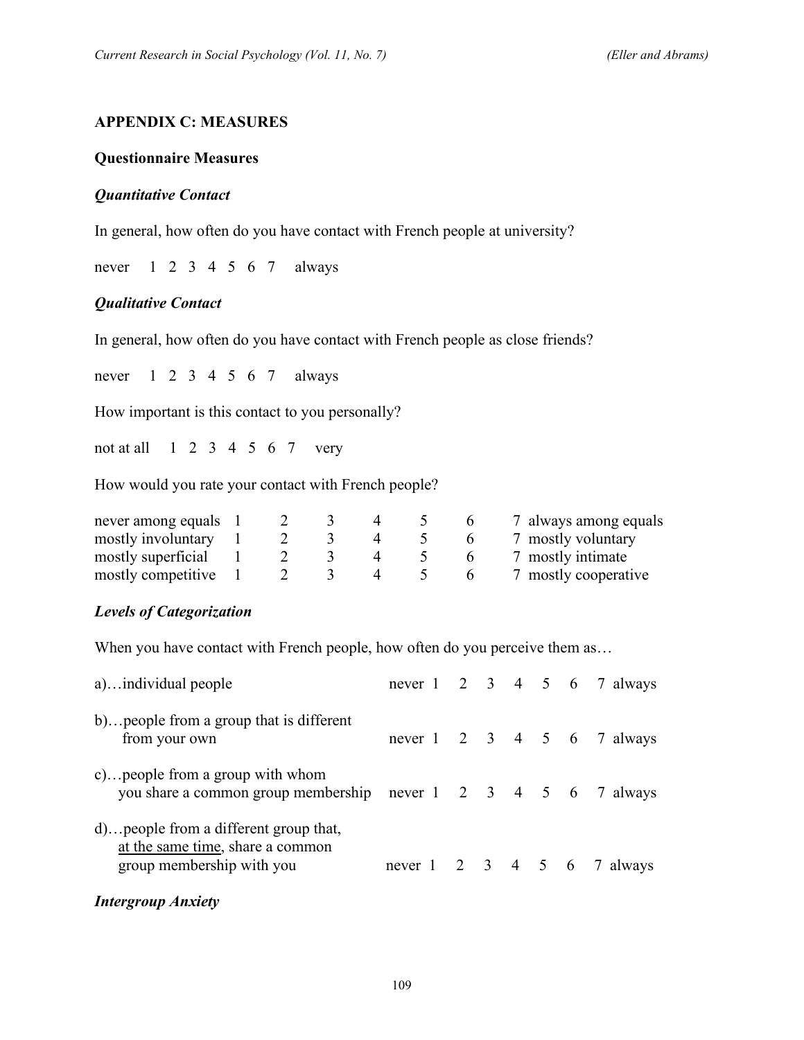## APPENDIX C: MEASURES

### Questionnaire Measures

#### *Quantitative Contact*

In general, how often do you have contact with French people at university?

never 1 2 3 4 5 6 7 always

#### *Qualitative Contact*

In general, how often do you have contact with French people as close friends?

never 1 2 3 4 5 6 7 always

How important is this contact to you personally?

not at all 1 2 3 4 5 6 7 very

How would you rate your contact with French people?

| | | | | | | | |
|---|---|---|---|---|---|---|---|
| never among equals | 1 | 2 | 3 | 4 | 5 | 6 | 7 always among equals |
| mostly involuntary | 1 | 2 | 3 | 4 | 5 | 6 | 7 mostly voluntary |
| mostly superficial | 1 | 2 | 3 | 4 | 5 | 6 | 7 mostly intimate |
| mostly competitive | 1 | 2 | 3 | 4 | 5 | 6 | 7 mostly cooperative |

#### *Levels of Categorization*

When you have contact with French people, how often do you perceive them as…

| | | | | | | | | |
|---|---|---|---|---|---|---|---|---|
| a)…individual people | never 1 | 2 | 3 | 4 | 5 | 6 | 7 | always |
| b)…people from a group that is different from your own | never 1 | 2 | 3 | 4 | 5 | 6 | 7 | always |
| c)…people from a group with whom you share a common group membership | never 1 | 2 | 3 | 4 | 5 | 6 | 7 | always |
| d)…people from a different group that, <u>at the same time</u>, share a common group membership with you | never 1 | 2 | 3 | 4 | 5 | 6 | 7 | always |

#### *Intergroup Anxiety*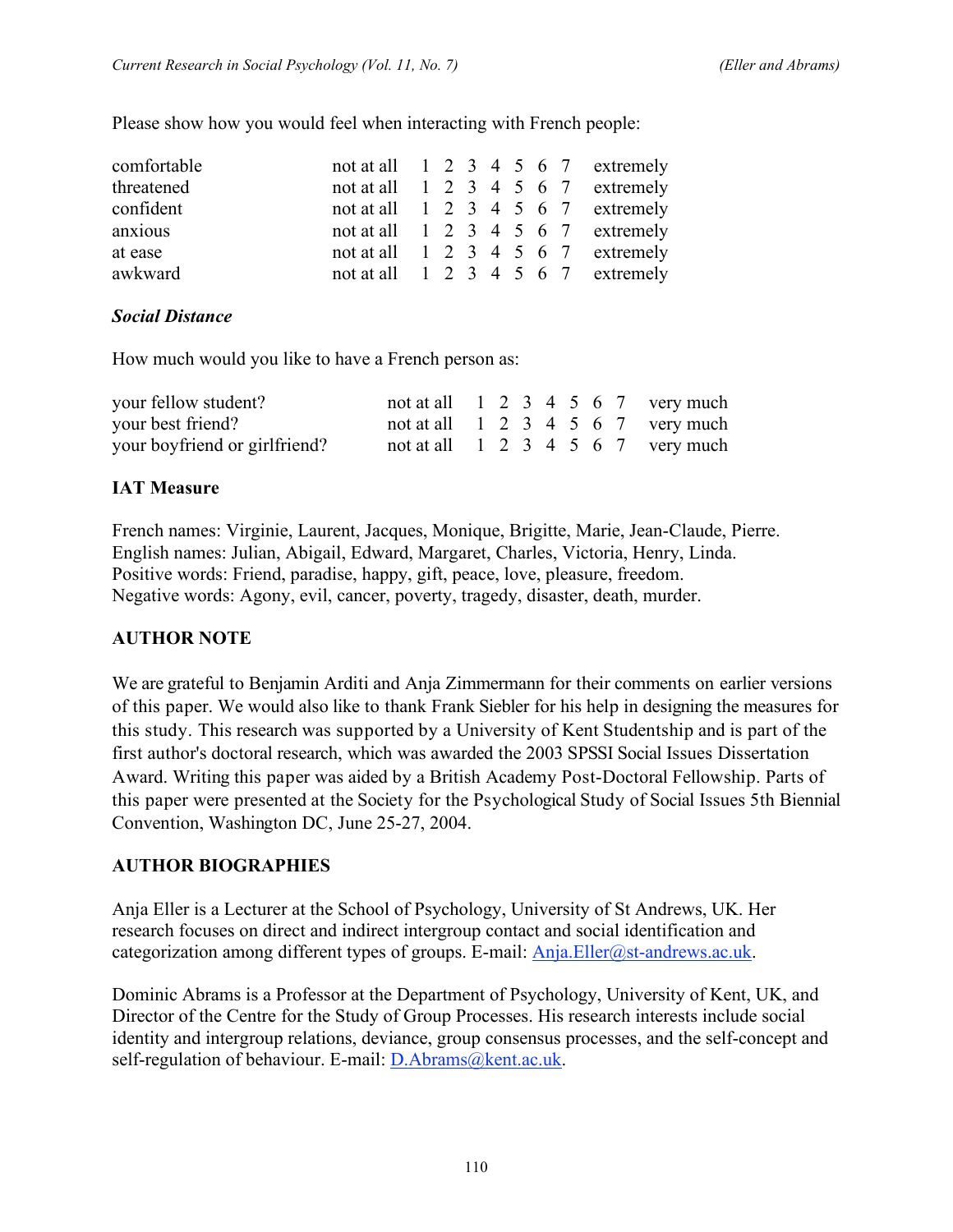Please show how you would feel when interacting with French people:

| | | | | | | | | | |
|---|---|---|---|---|---|---|---|---|---|
| comfortable | not at all | 1 | 2 | 3 | 4 | 5 | 6 | 7 | extremely |
| threatened | not at all | 1 | 2 | 3 | 4 | 5 | 6 | 7 | extremely |
| confident | not at all | 1 | 2 | 3 | 4 | 5 | 6 | 7 | extremely |
| anxious | not at all | 1 | 2 | 3 | 4 | 5 | 6 | 7 | extremely |
| at ease | not at all | 1 | 2 | 3 | 4 | 5 | 6 | 7 | extremely |
| awkward | not at all | 1 | 2 | 3 | 4 | 5 | 6 | 7 | extremely |

***Social Distance***

How much would you like to have a French person as:

| | | | | | | | | | |
|---|---|---|---|---|---|---|---|---|---|
| your fellow student? | not at all | 1 | 2 | 3 | 4 | 5 | 6 | 7 | very much |
| your best friend? | not at all | 1 | 2 | 3 | 4 | 5 | 6 | 7 | very much |
| your boyfriend or girlfriend? | not at all | 1 | 2 | 3 | 4 | 5 | 6 | 7 | very much |

**IAT Measure**

French names: Virginie, Laurent, Jacques, Monique, Brigitte, Marie, Jean-Claude, Pierre.
English names: Julian, Abigail, Edward, Margaret, Charles, Victoria, Henry, Linda.
Positive words: Friend, paradise, happy, gift, peace, love, pleasure, freedom.
Negative words: Agony, evil, cancer, poverty, tragedy, disaster, death, murder.

## AUTHOR NOTE

We are grateful to Benjamin Arditi and Anja Zimmermann for their comments on earlier versions of this paper. We would also like to thank Frank Siebler for his help in designing the measures for this study. This research was supported by a University of Kent Studentship and is part of the first author's doctoral research, which was awarded the 2003 SPSSI Social Issues Dissertation Award. Writing this paper was aided by a British Academy Post-Doctoral Fellowship. Parts of this paper were presented at the Society for the Psychological Study of Social Issues 5th Biennial Convention, Washington DC, June 25-27, 2004.

## AUTHOR BIOGRAPHIES

Anja Eller is a Lecturer at the School of Psychology, University of St Andrews, UK. Her research focuses on direct and indirect intergroup contact and social identification and categorization among different types of groups. E-mail: Anja.Eller@st-andrews.ac.uk.

Dominic Abrams is a Professor at the Department of Psychology, University of Kent, UK, and Director of the Centre for the Study of Group Processes. His research interests include social identity and intergroup relations, deviance, group consensus processes, and the self-concept and self-regulation of behaviour. E-mail: D.Abrams@kent.ac.uk.